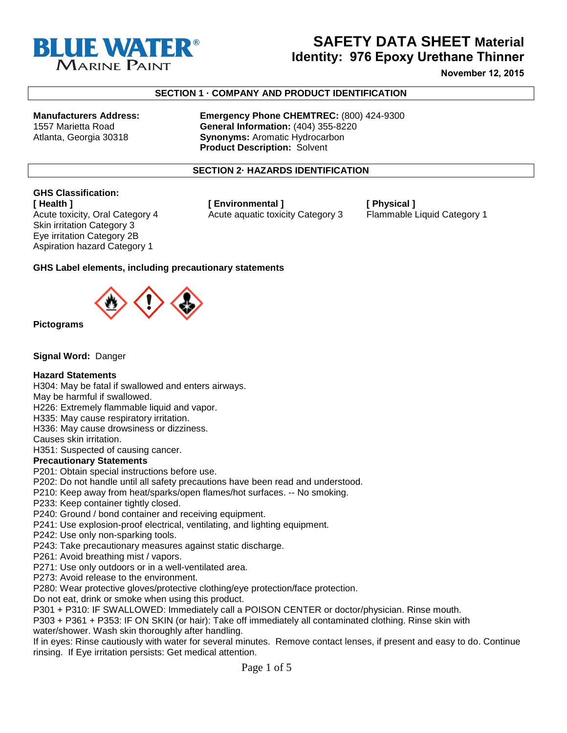# BLUE WATER® MARINE PAINT

# SAFETY DATA SHEET Material Identity: 976 Epoxy Urethane Thinner

**November 12, 2015**

## SECTION 1 · COMPANY AND PRODUCT IDENTIFICATION

**Manufacturers Address:**
1557 Marietta Road
Atlanta, Georgia 30318

**Emergency Phone CHEMTREC:** (800) 424-9300
**General Information:** (404) 355-8220
**Synonyms:** Aromatic Hydrocarbon
**Product Description:** Solvent

## SECTION 2· HAZARDS IDENTIFICATION

**GHS Classification:**

**[ Health ]**
Acute toxicity, Oral Category 4
Skin irritation Category 3
Eye irritation Category 2B
Aspiration hazard Category 1

**[ Environmental ]**
Acute aquatic toxicity Category 3

**[ Physical ]**
Flammable Liquid Category 1

**GHS Label elements, including precautionary statements**

**Pictograms**

**Signal Word:** Danger

**Hazard Statements**
H304: May be fatal if swallowed and enters airways.
May be harmful if swallowed.
H226: Extremely flammable liquid and vapor.
H335: May cause respiratory irritation.
H336: May cause drowsiness or dizziness.
Causes skin irritation.
H351: Suspected of causing cancer.

**Precautionary Statements**
P201: Obtain special instructions before use.
P202: Do not handle until all safety precautions have been read and understood.
P210: Keep away from heat/sparks/open flames/hot surfaces. -- No smoking.
P233: Keep container tightly closed.
P240: Ground / bond container and receiving equipment.
P241: Use explosion-proof electrical, ventilating, and lighting equipment.
P242: Use only non-sparking tools.
P243: Take precautionary measures against static discharge.
P261: Avoid breathing mist / vapors.
P271: Use only outdoors or in a well-ventilated area.
P273: Avoid release to the environment.
P280: Wear protective gloves/protective clothing/eye protection/face protection.
Do not eat, drink or smoke when using this product.
P301 + P310: IF SWALLOWED: Immediately call a POISON CENTER or doctor/physician. Rinse mouth.
P303 + P361 + P353: IF ON SKIN (or hair): Take off immediately all contaminated clothing. Rinse skin with water/shower. Wash skin thoroughly after handling.
If in eyes: Rinse cautiously with water for several minutes. Remove contact lenses, if present and easy to do. Continue rinsing. If Eye irritation persists: Get medical attention.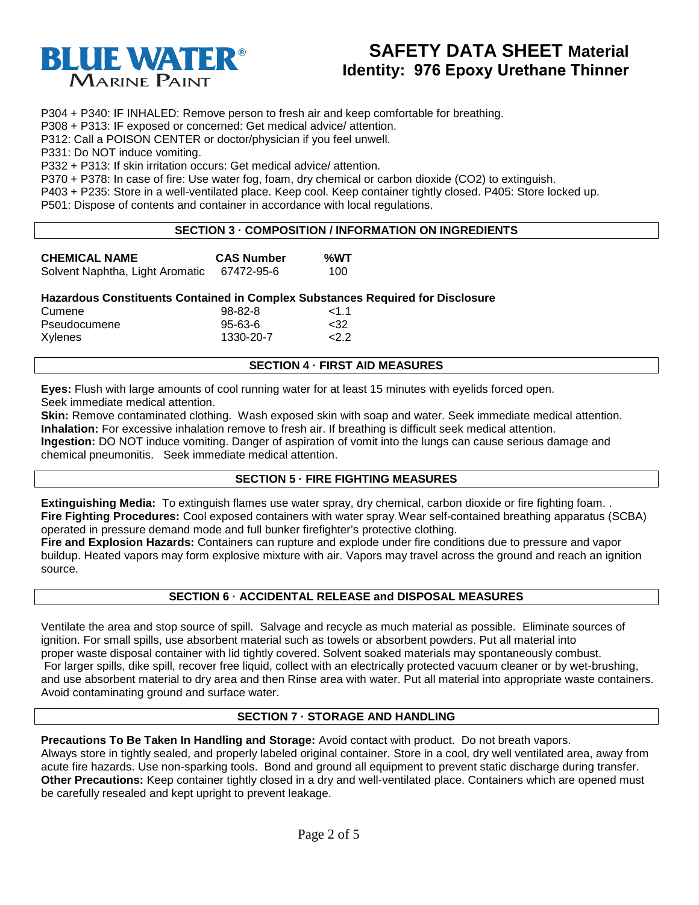P304 + P340: IF INHALED: Remove person to fresh air and keep comfortable for breathing.
P308 + P313: IF exposed or concerned: Get medical advice/ attention.
P312: Call a POISON CENTER or doctor/physician if you feel unwell.
P331: Do NOT induce vomiting.
P332 + P313: If skin irritation occurs: Get medical advice/ attention.
P370 + P378: In case of fire: Use water fog, foam, dry chemical or carbon dioxide (CO2) to extinguish.
P403 + P235: Store in a well-ventilated place. Keep cool. Keep container tightly closed. P405: Store locked up.
P501: Dispose of contents and container in accordance with local regulations.

## SECTION 3 · COMPOSITION / INFORMATION ON INGREDIENTS

| CHEMICAL NAME | CAS Number | %WT |
|---|---|---|
| Solvent Naphtha, Light Aromatic | 67472-95-6 | 100 |

**Hazardous Constituents Contained in Complex Substances Required for Disclosure**

| | | |
|---|---|---|
| Cumene | 98-82-8 | <1.1 |
| Pseudocumene | 95-63-6 | <32 |
| Xylenes | 1330-20-7 | <2.2 |

## SECTION 4 · FIRST AID MEASURES

**Eyes:** Flush with large amounts of cool running water for at least 15 minutes with eyelids forced open. Seek immediate medical attention.
**Skin:** Remove contaminated clothing. Wash exposed skin with soap and water. Seek immediate medical attention.
**Inhalation:** For excessive inhalation remove to fresh air. If breathing is difficult seek medical attention.
**Ingestion:** DO NOT induce vomiting. Danger of aspiration of vomit into the lungs can cause serious damage and chemical pneumonitis. Seek immediate medical attention.

## SECTION 5 · FIRE FIGHTING MEASURES

**Extinguishing Media:** To extinguish flames use water spray, dry chemical, carbon dioxide or fire fighting foam. .
**Fire Fighting Procedures:** Cool exposed containers with water spray. Wear self-contained breathing apparatus (SCBA) operated in pressure demand mode and full bunker firefighter's protective clothing.
**Fire and Explosion Hazards:** Containers can rupture and explode under fire conditions due to pressure and vapor buildup. Heated vapors may form explosive mixture with air. Vapors may travel across the ground and reach an ignition source.

## SECTION 6 · ACCIDENTAL RELEASE and DISPOSAL MEASURES

Ventilate the area and stop source of spill. Salvage and recycle as much material as possible. Eliminate sources of ignition. For small spills, use absorbent material such as towels or absorbent powders. Put all material into proper waste disposal container with lid tightly covered. Solvent soaked materials may spontaneously combust.
For larger spills, dike spill, recover free liquid, collect with an electrically protected vacuum cleaner or by wet-brushing, and use absorbent material to dry area and then Rinse area with water. Put all material into appropriate waste containers. Avoid contaminating ground and surface water.

## SECTION 7 · STORAGE AND HANDLING

**Precautions To Be Taken In Handling and Storage:** Avoid contact with product. Do not breath vapors.
Always store in tightly sealed, and properly labeled original container. Store in a cool, dry well ventilated area, away from acute fire hazards. Use non-sparking tools. Bond and ground all equipment to prevent static discharge during transfer.
**Other Precautions:** Keep container tightly closed in a dry and well-ventilated place. Containers which are opened must be carefully resealed and kept upright to prevent leakage.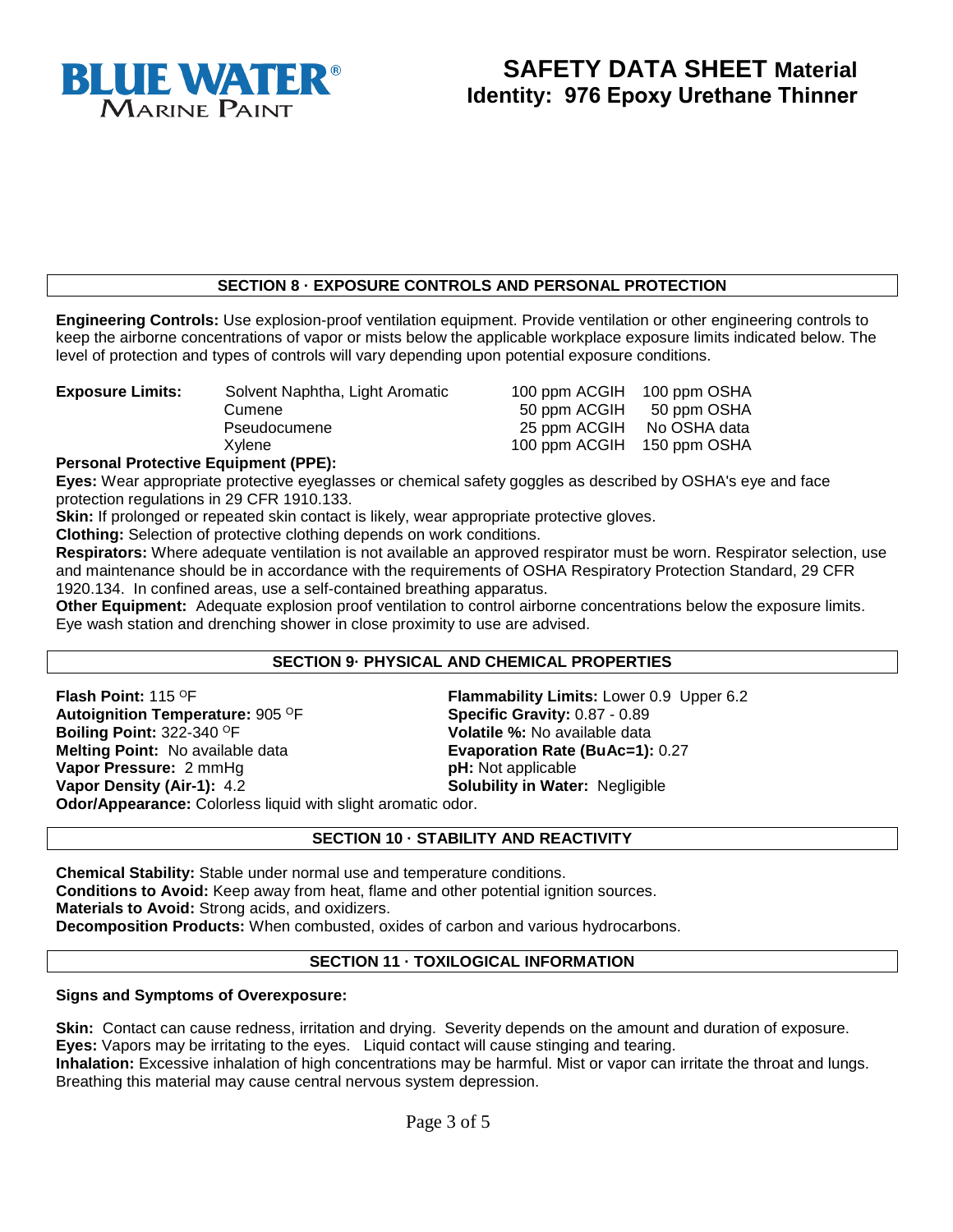## SECTION 8 · EXPOSURE CONTROLS AND PERSONAL PROTECTION

**Engineering Controls:** Use explosion-proof ventilation equipment. Provide ventilation or other engineering controls to keep the airborne concentrations of vapor or mists below the applicable workplace exposure limits indicated below. The level of protection and types of controls will vary depending upon potential exposure conditions.

| **Exposure Limits:** | | | |
|---|---|---|---|
| | Solvent Naphtha, Light Aromatic | 100 ppm ACGIH | 100 ppm OSHA |
| | Cumene | 50 ppm ACGIH | 50 ppm OSHA |
| | Pseudocumene | 25 ppm ACGIH | No OSHA data |
| | Xylene | 100 ppm ACGIH | 150 ppm OSHA |

**Personal Protective Equipment (PPE):**

**Eyes:** Wear appropriate protective eyeglasses or chemical safety goggles as described by OSHA's eye and face protection regulations in 29 CFR 1910.133.

**Skin:** If prolonged or repeated skin contact is likely, wear appropriate protective gloves.

**Clothing:** Selection of protective clothing depends on work conditions.

**Respirators:** Where adequate ventilation is not available an approved respirator must be worn. Respirator selection, use and maintenance should be in accordance with the requirements of OSHA Respiratory Protection Standard, 29 CFR 1920.134. In confined areas, use a self-contained breathing apparatus.

**Other Equipment:** Adequate explosion proof ventilation to control airborne concentrations below the exposure limits. Eye wash station and drenching shower in close proximity to use are advised.

## SECTION 9· PHYSICAL AND CHEMICAL PROPERTIES

**Flash Point:** 115 $^{O}$F
**Autoignition Temperature:** 905 $^{O}$F
**Boiling Point:** 322-340 $^{O}$F
**Melting Point:** No available data
**Vapor Pressure:** 2 mmHg
**Vapor Density (Air-1):** 4.2

**Flammability Limits:** Lower 0.9 Upper 6.2
**Specific Gravity:** 0.87 - 0.89
**Volatile %:** No available data
**Evaporation Rate (BuAc=1):** 0.27
**pH:** Not applicable
**Solubility in Water:** Negligible

**Odor/Appearance:** Colorless liquid with slight aromatic odor.

## SECTION 10 · STABILITY AND REACTIVITY

**Chemical Stability:** Stable under normal use and temperature conditions.
**Conditions to Avoid:** Keep away from heat, flame and other potential ignition sources.
**Materials to Avoid:** Strong acids, and oxidizers.
**Decomposition Products:** When combusted, oxides of carbon and various hydrocarbons.

## SECTION 11 · TOXILOGICAL INFORMATION

**Signs and Symptoms of Overexposure:**

**Skin:** Contact can cause redness, irritation and drying. Severity depends on the amount and duration of exposure.
**Eyes:** Vapors may be irritating to the eyes. Liquid contact will cause stinging and tearing.
**Inhalation:** Excessive inhalation of high concentrations may be harmful. Mist or vapor can irritate the throat and lungs. Breathing this material may cause central nervous system depression.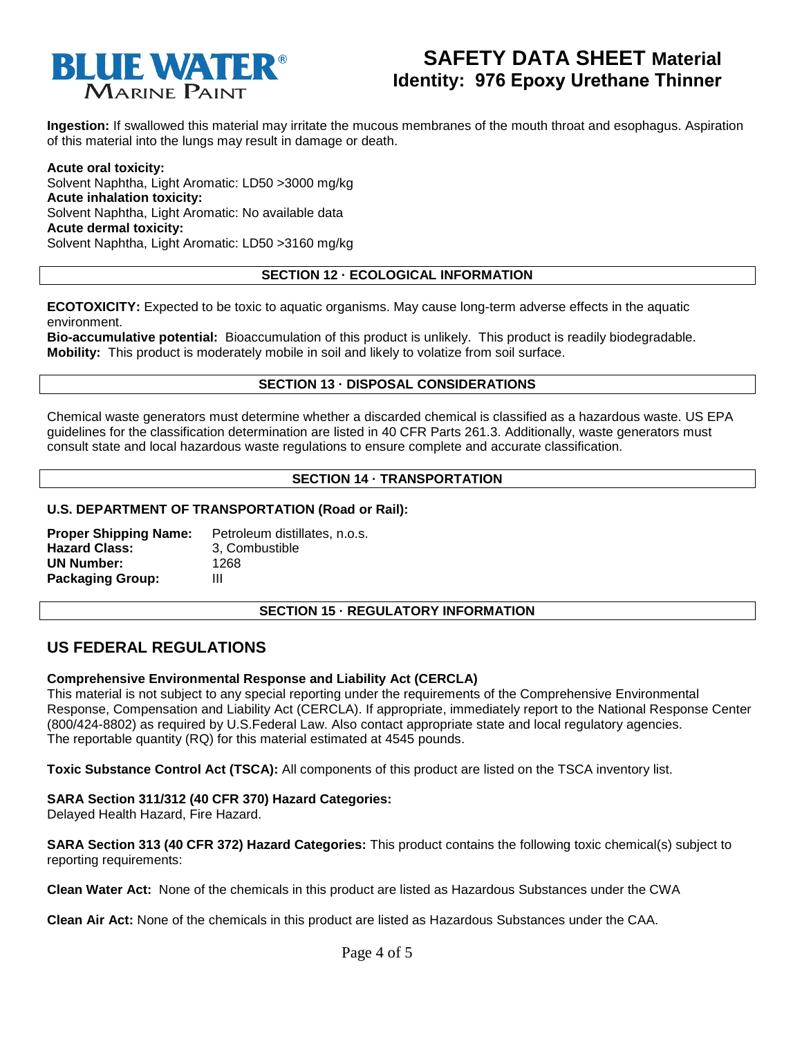**Ingestion:** If swallowed this material may irritate the mucous membranes of the mouth throat and esophagus. Aspiration of this material into the lungs may result in damage or death.

**Acute oral toxicity:**
Solvent Naphtha, Light Aromatic: LD50 >3000 mg/kg
**Acute inhalation toxicity:**
Solvent Naphtha, Light Aromatic: No available data
**Acute dermal toxicity:**
Solvent Naphtha, Light Aromatic: LD50 >3160 mg/kg

## SECTION 12 · ECOLOGICAL INFORMATION

**ECOTOXICITY:** Expected to be toxic to aquatic organisms. May cause long-term adverse effects in the aquatic environment.
**Bio-accumulative potential:** Bioaccumulation of this product is unlikely. This product is readily biodegradable.
**Mobility:** This product is moderately mobile in soil and likely to volatize from soil surface.

## SECTION 13 · DISPOSAL CONSIDERATIONS

Chemical waste generators must determine whether a discarded chemical is classified as a hazardous waste. US EPA guidelines for the classification determination are listed in 40 CFR Parts 261.3. Additionally, waste generators must consult state and local hazardous waste regulations to ensure complete and accurate classification.

## SECTION 14 · TRANSPORTATION

**U.S. DEPARTMENT OF TRANSPORTATION (Road or Rail):**

| | |
|---|---|
| **Proper Shipping Name:** | Petroleum distillates, n.o.s. |
| **Hazard Class:** | 3, Combustible |
| **UN Number:** | 1268 |
| **Packaging Group:** | III |

## SECTION 15 · REGULATORY INFORMATION

## US FEDERAL REGULATIONS

**Comprehensive Environmental Response and Liability Act (CERCLA)**
This material is not subject to any special reporting under the requirements of the Comprehensive Environmental Response, Compensation and Liability Act (CERCLA). If appropriate, immediately report to the National Response Center (800/424-8802) as required by U.S.Federal Law. Also contact appropriate state and local regulatory agencies.
The reportable quantity (RQ) for this material estimated at 4545 pounds.

**Toxic Substance Control Act (TSCA):** All components of this product are listed on the TSCA inventory list.

**SARA Section 311/312 (40 CFR 370) Hazard Categories:**
Delayed Health Hazard, Fire Hazard.

**SARA Section 313 (40 CFR 372) Hazard Categories:** This product contains the following toxic chemical(s) subject to reporting requirements:

**Clean Water Act:** None of the chemicals in this product are listed as Hazardous Substances under the CWA

**Clean Air Act:** None of the chemicals in this product are listed as Hazardous Substances under the CAA.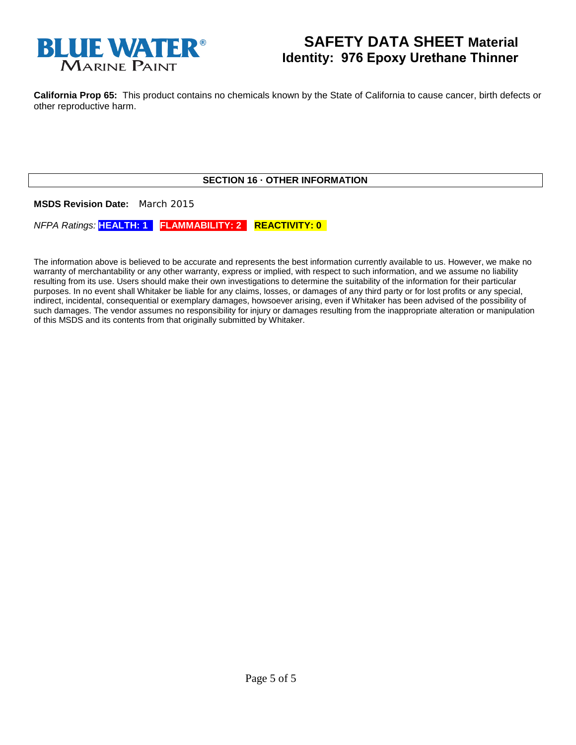**California Prop 65:** This product contains no chemicals known by the State of California to cause cancer, birth defects or other reproductive harm.

## SECTION 16 · OTHER INFORMATION

**MSDS Revision Date:** March 2015

*NFPA Ratings:* **HEALTH: 1** **FLAMMABILITY: 2** **REACTIVITY: 0**

The information above is believed to be accurate and represents the best information currently available to us. However, we make no warranty of merchantability or any other warranty, express or implied, with respect to such information, and we assume no liability resulting from its use. Users should make their own investigations to determine the suitability of the information for their particular purposes. In no event shall Whitaker be liable for any claims, losses, or damages of any third party or for lost profits or any special, indirect, incidental, consequential or exemplary damages, howsoever arising, even if Whitaker has been advised of the possibility of such damages. The vendor assumes no responsibility for injury or damages resulting from the inappropriate alteration or manipulation of this MSDS and its contents from that originally submitted by Whitaker.